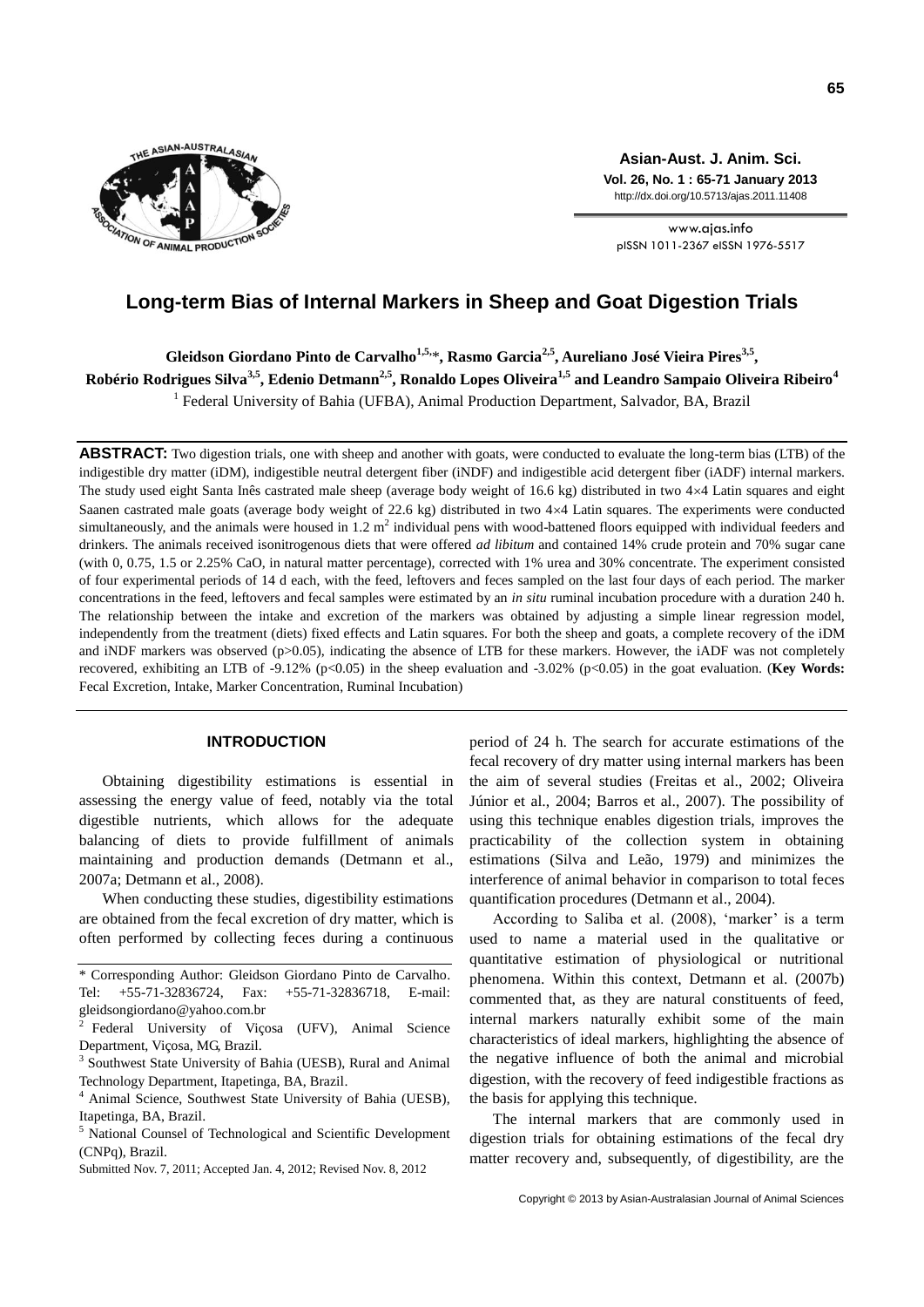# Long-term Bias of Internal Markers in Sheep and Goat Digestion Trials

**Gleidson Giordano Pinto de Carvalho[1,5,]*, Rasmo Garcia[2,5], Aureliano José Vieira Pires[3,5], Robério Rodrigues Silva[3,5], Edenio Detmann[2,5], Ronaldo Lopes Oliveira[1,5] and Leandro Sampaio Oliveira Ribeiro[4]**

[1] Federal University of Bahia (UFBA), Animal Production Department, Salvador, BA, Brazil

**ABSTRACT:** Two digestion trials, one with sheep and another with goats, were conducted to evaluate the long-term bias (LTB) of the indigestible dry matter (iDM), indigestible neutral detergent fiber (iNDF) and indigestible acid detergent fiber (iADF) internal markers. The study used eight Santa Inês castrated male sheep (average body weight of 16.6 kg) distributed in two 4×4 Latin squares and eight Saanen castrated male goats (average body weight of 22.6 kg) distributed in two 4×4 Latin squares. The experiments were conducted simultaneously, and the animals were housed in 1.2 $m^2$ individual pens with wood-battened floors equipped with individual feeders and drinkers. The animals received isonitrogenous diets that were offered *ad libitum* and contained 14% crude protein and 70% sugar cane (with 0, 0.75, 1.5 or 2.25% CaO, in natural matter percentage), corrected with 1% urea and 30% concentrate. The experiment consisted of four experimental periods of 14 d each, with the feed, leftovers and feces sampled on the last four days of each period. The marker concentrations in the feed, leftovers and fecal samples were estimated by an *in situ* ruminal incubation procedure with a duration 240 h. The relationship between the intake and excretion of the markers was obtained by adjusting a simple linear regression model, independently from the treatment (diets) fixed effects and Latin squares. For both the sheep and goats, a complete recovery of the iDM and iNDF markers was observed ($p>0.05$), indicating the absence of LTB for these markers. However, the iADF was not completely recovered, exhibiting an LTB of -9.12% ($p<0.05$) in the sheep evaluation and -3.02% ($p<0.05$) in the goat evaluation. (**Key Words:** Fecal Excretion, Intake, Marker Concentration, Ruminal Incubation)

## INTRODUCTION

Obtaining digestibility estimations is essential in assessing the energy value of feed, notably via the total digestible nutrients, which allows for the adequate balancing of diets to provide fulfillment of animals maintaining and production demands (Detmann et al., 2007a; Detmann et al., 2008).

When conducting these studies, digestibility estimations are obtained from the fecal excretion of dry matter, which is often performed by collecting feces during a continuous period of 24 h. The search for accurate estimations of the fecal recovery of dry matter using internal markers has been the aim of several studies (Freitas et al., 2002; Oliveira Júnior et al., 2004; Barros et al., 2007). The possibility of using this technique enables digestion trials, improves the practicability of the collection system in obtaining estimations (Silva and Leão, 1979) and minimizes the interference of animal behavior in comparison to total feces quantification procedures (Detmann et al., 2004).

According to Saliba et al. (2008), 'marker' is a term used to name a material used in the qualitative or quantitative estimation of physiological or nutritional phenomena. Within this context, Detmann et al. (2007b) commented that, as they are natural constituents of feed, internal markers naturally exhibit some of the main characteristics of ideal markers, highlighting the absence of the negative influence of both the animal and microbial digestion, with the recovery of feed indigestible fractions as the basis for applying this technique.

The internal markers that are commonly used in digestion trials for obtaining estimations of the fecal dry matter recovery and, subsequently, of digestibility, are the

---

\* Corresponding Author: Gleidson Giordano Pinto de Carvalho. Tel: +55-71-32836724, Fax: +55-71-32836718, E-mail: gleidsongiordano@yahoo.com.br

[2] Federal University of Viçosa (UFV), Animal Science Department, Viçosa, MG, Brazil.

[3] Southwest State University of Bahia (UESB), Rural and Animal Technology Department, Itapetinga, BA, Brazil.

[4] Animal Science, Southwest State University of Bahia (UESB), Itapetinga, BA, Brazil.

[5] National Counsel of Technological and Scientific Development (CNPq), Brazil.

Submitted Nov. 7, 2011; Accepted Jan. 4, 2012; Revised Nov. 8, 2012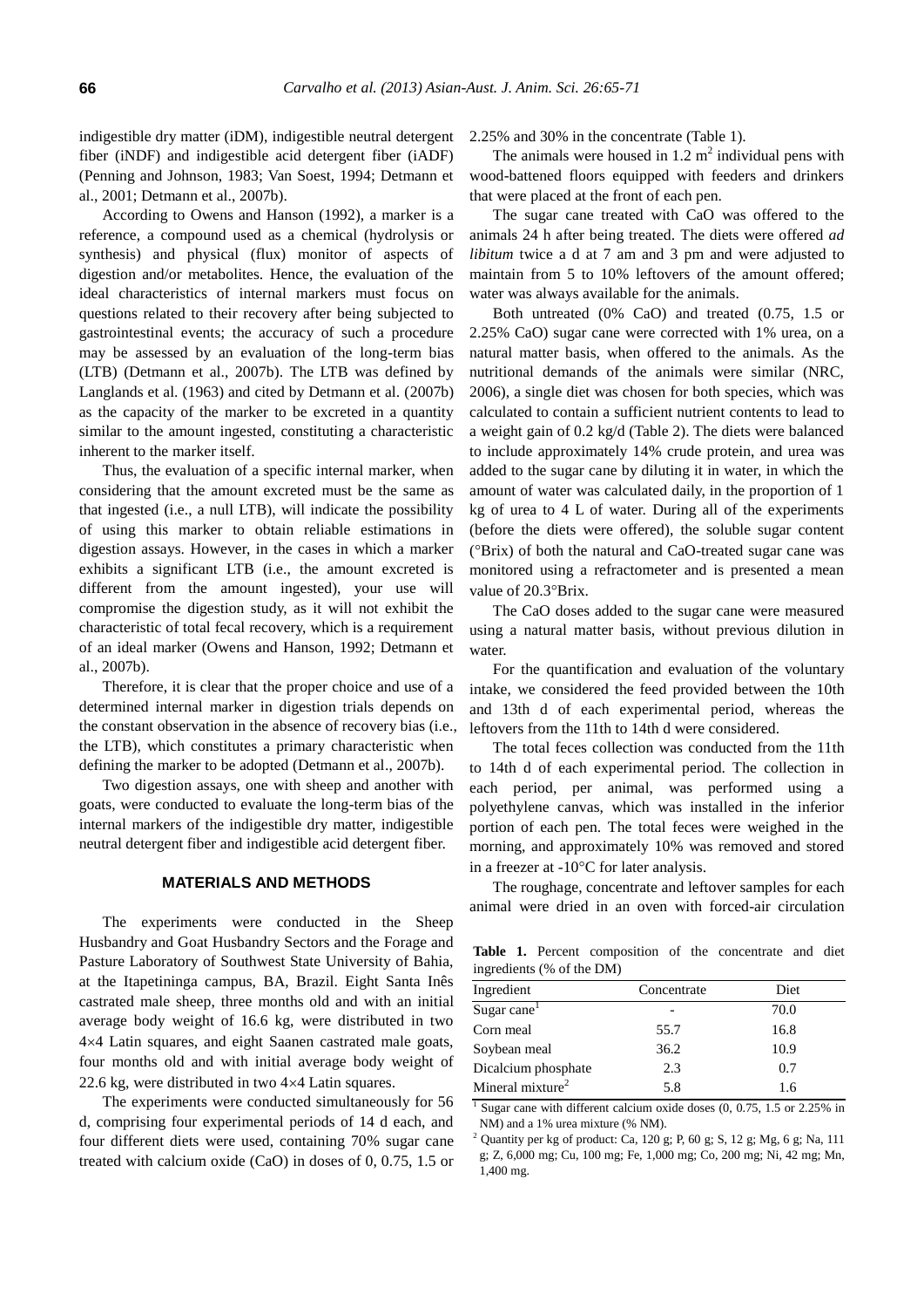indigestible dry matter (iDM), indigestible neutral detergent fiber (iNDF) and indigestible acid detergent fiber (iADF) (Penning and Johnson, 1983; Van Soest, 1994; Detmann et al., 2001; Detmann et al., 2007b).

According to Owens and Hanson (1992), a marker is a reference, a compound used as a chemical (hydrolysis or synthesis) and physical (flux) monitor of aspects of digestion and/or metabolites. Hence, the evaluation of the ideal characteristics of internal markers must focus on questions related to their recovery after being subjected to gastrointestinal events; the accuracy of such a procedure may be assessed by an evaluation of the long-term bias (LTB) (Detmann et al., 2007b). The LTB was defined by Langlands et al. (1963) and cited by Detmann et al. (2007b) as the capacity of the marker to be excreted in a quantity similar to the amount ingested, constituting a characteristic inherent to the marker itself.

Thus, the evaluation of a specific internal marker, when considering that the amount excreted must be the same as that ingested (i.e., a null LTB), will indicate the possibility of using this marker to obtain reliable estimations in digestion assays. However, in the cases in which a marker exhibits a significant LTB (i.e., the amount excreted is different from the amount ingested), your use will compromise the digestion study, as it will not exhibit the characteristic of total fecal recovery, which is a requirement of an ideal marker (Owens and Hanson, 1992; Detmann et al., 2007b).

Therefore, it is clear that the proper choice and use of a determined internal marker in digestion trials depends on the constant observation in the absence of recovery bias (i.e., the LTB), which constitutes a primary characteristic when defining the marker to be adopted (Detmann et al., 2007b).

Two digestion assays, one with sheep and another with goats, were conducted to evaluate the long-term bias of the internal markers of the indigestible dry matter, indigestible neutral detergent fiber and indigestible acid detergent fiber.

## MATERIALS AND METHODS

The experiments were conducted in the Sheep Husbandry and Goat Husbandry Sectors and the Forage and Pasture Laboratory of Southwest State University of Bahia, at the Itapetininga campus, BA, Brazil. Eight Santa Inês castrated male sheep, three months old and with an initial average body weight of 16.6 kg, were distributed in two 4×4 Latin squares, and eight Saanen castrated male goats, four months old and with initial average body weight of 22.6 kg, were distributed in two 4×4 Latin squares.

The experiments were conducted simultaneously for 56 d, comprising four experimental periods of 14 d each, and four different diets were used, containing 70% sugar cane treated with calcium oxide (CaO) in doses of 0, 0.75, 1.5 or 2.25% and 30% in the concentrate (Table 1).

The animals were housed in 1.2 $m^2$ individual pens with wood-battened floors equipped with feeders and drinkers that were placed at the front of each pen.

The sugar cane treated with CaO was offered to the animals 24 h after being treated. The diets were offered *ad libitum* twice a d at 7 am and 3 pm and were adjusted to maintain from 5 to 10% leftovers of the amount offered; water was always available for the animals.

Both untreated (0% CaO) and treated (0.75, 1.5 or 2.25% CaO) sugar cane were corrected with 1% urea, on a natural matter basis, when offered to the animals. As the nutritional demands of the animals were similar (NRC, 2006), a single diet was chosen for both species, which was calculated to contain a sufficient nutrient contents to lead to a weight gain of 0.2 kg/d (Table 2). The diets were balanced to include approximately 14% crude protein, and urea was added to the sugar cane by diluting it in water, in which the amount of water was calculated daily, in the proportion of 1 kg of urea to 4 L of water. During all of the experiments (before the diets were offered), the soluble sugar content (°Brix) of both the natural and CaO-treated sugar cane was monitored using a refractometer and is presented a mean value of 20.3°Brix.

The CaO doses added to the sugar cane were measured using a natural matter basis, without previous dilution in water.

For the quantification and evaluation of the voluntary intake, we considered the feed provided between the 10th and 13th d of each experimental period, whereas the leftovers from the 11th to 14th d were considered.

The total feces collection was conducted from the 11th to 14th d of each experimental period. The collection in each period, per animal, was performed using a polyethylene canvas, which was installed in the inferior portion of each pen. The total feces were weighed in the morning, and approximately 10% was removed and stored in a freezer at -10°C for later analysis.

The roughage, concentrate and leftover samples for each animal were dried in an oven with forced-air circulation

**Table 1.** Percent composition of the concentrate and diet ingredients (% of the DM)

| Ingredient | Concentrate | Diet |
|---|---|---|
| Sugar cane[1] | - | 70.0 |
| Corn meal | 55.7 | 16.8 |
| Soybean meal | 36.2 | 10.9 |
| Dicalcium phosphate | 2.3 | 0.7 |
| Mineral mixture[2] | 5.8 | 1.6 |

[1] Sugar cane with different calcium oxide doses (0, 0.75, 1.5 or 2.25% in NM) and a 1% urea mixture (% NM).

[2] Quantity per kg of product: Ca, 120 g; P, 60 g; S, 12 g; Mg, 6 g; Na, 111 g; Z, 6,000 mg; Cu, 100 mg; Fe, 1,000 mg; Co, 200 mg; Ni, 42 mg; Mn, 1,400 mg.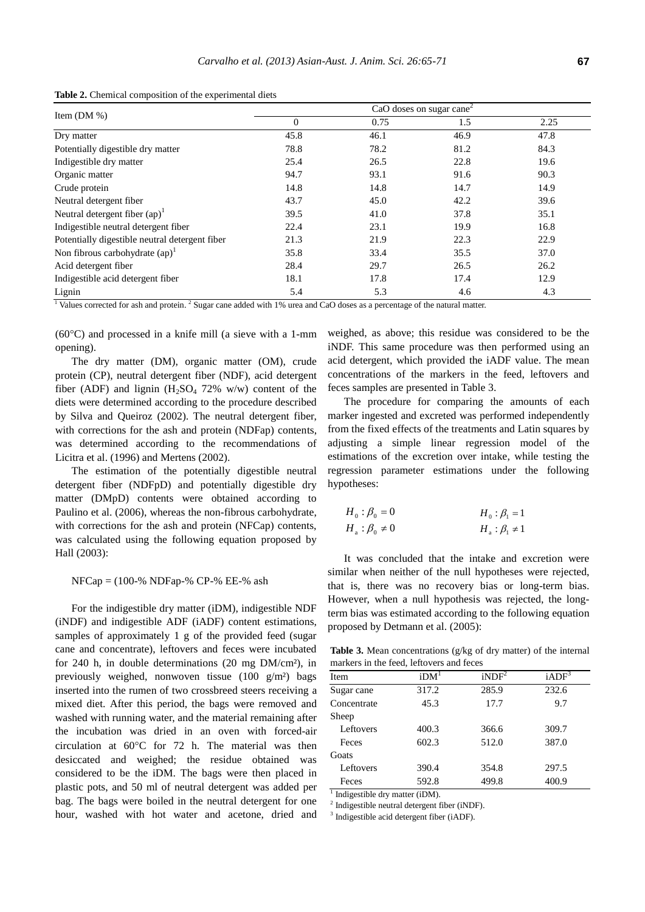**Table 2.** Chemical composition of the experimental diets

| Item (DM %) | CaO doses on sugar cane[2] | | | |
|---|---|---|---|---|
| | 0 | 0.75 | 1.5 | 2.25 |
| Dry matter | 45.8 | 46.1 | 46.9 | 47.8 |
| Potentially digestible dry matter | 78.8 | 78.2 | 81.2 | 84.3 |
| Indigestible dry matter | 25.4 | 26.5 | 22.8 | 19.6 |
| Organic matter | 94.7 | 93.1 | 91.6 | 90.3 |
| Crude protein | 14.8 | 14.8 | 14.7 | 14.9 |
| Neutral detergent fiber | 43.7 | 45.0 | 42.2 | 39.6 |
| Neutral detergent fiber (ap)[1] | 39.5 | 41.0 | 37.8 | 35.1 |
| Indigestible neutral detergent fiber | 22.4 | 23.1 | 19.9 | 16.8 |
| Potentially digestible neutral detergent fiber | 21.3 | 21.9 | 22.3 | 22.9 |
| Non fibrous carbohydrate (ap)[1] | 35.8 | 33.4 | 35.5 | 37.0 |
| Acid detergent fiber | 28.4 | 29.7 | 26.5 | 26.2 |
| Indigestible acid detergent fiber | 18.1 | 17.8 | 17.4 | 12.9 |
| Lignin | 5.4 | 5.3 | 4.6 | 4.3 |

[1] Values corrected for ash and protein. [2] Sugar cane added with 1% urea and CaO doses as a percentage of the natural matter.

(60°C) and processed in a knife mill (a sieve with a 1-mm opening).

The dry matter (DM), organic matter (OM), crude protein (CP), neutral detergent fiber (NDF), acid detergent fiber (ADF) and lignin ($H_2SO_4$ 72% w/w) content of the diets were determined according to the procedure described by Silva and Queiroz (2002). The neutral detergent fiber, with corrections for the ash and protein (NDFap) contents, was determined according to the recommendations of Licitra et al. (1996) and Mertens (2002).

The estimation of the potentially digestible neutral detergent fiber (NDFpD) and potentially digestible dry matter (DMpD) contents were obtained according to Paulino et al. (2006), whereas the non-fibrous carbohydrate, with corrections for the ash and protein (NFCap) contents, was calculated using the following equation proposed by Hall (2003):

NFCap = (100-% NDFap-% CP-% EE-% ash

For the indigestible dry matter (iDM), indigestible NDF (iNDF) and indigestible ADF (iADF) content estimations, samples of approximately 1 g of the provided feed (sugar cane and concentrate), leftovers and feces were incubated for 240 h, in double determinations (20 mg DM/cm²), in previously weighed, nonwoven tissue (100 g/m²) bags inserted into the rumen of two crossbreed steers receiving a mixed diet. After this period, the bags were removed and washed with running water, and the material remaining after the incubation was dried in an oven with forced-air circulation at 60°C for 72 h. The material was then desiccated and weighed; the residue obtained was considered to be the iDM. The bags were then placed in plastic pots, and 50 ml of neutral detergent was added per bag. The bags were boiled in the neutral detergent for one hour, washed with hot water and acetone, dried and weighed, as above; this residue was considered to be the iNDF. This same procedure was then performed using an acid detergent, which provided the iADF value. The mean concentrations of the markers in the feed, leftovers and feces samples are presented in Table 3.

The procedure for comparing the amounts of each marker ingested and excreted was performed independently from the fixed effects of the treatments and Latin squares by adjusting a simple linear regression model of the estimations of the excretion over intake, while testing the regression parameter estimations under the following hypotheses:

$$H_0: \beta_0 = 0 \qquad H_0: \beta_1 = 1$$
$$H_a: \beta_0 \neq 0 \qquad H_a: \beta_1 \neq 1$$

It was concluded that the intake and excretion were similar when neither of the null hypotheses were rejected, that is, there was no recovery bias or long-term bias. However, when a null hypothesis was rejected, the long-term bias was estimated according to the following equation proposed by Detmann et al. (2005):

**Table 3.** Mean concentrations (g/kg of dry matter) of the internal markers in the feed, leftovers and feces

| Item | iDM[1] | iNDF[2] | iADF[3] |
|---|---|---|---|
| Sugar cane | 317.2 | 285.9 | 232.6 |
| Concentrate | 45.3 | 17.7 | 9.7 |
| Sheep | | | |
| Leftovers | 400.3 | 366.6 | 309.7 |
| Feces | 602.3 | 512.0 | 387.0 |
| Goats | | | |
| Leftovers | 390.4 | 354.8 | 297.5 |
| Feces | 592.8 | 499.8 | 400.9 |

[1] Indigestible dry matter (iDM).
[2] Indigestible neutral detergent fiber (iNDF).
[3] Indigestible acid detergent fiber (iADF).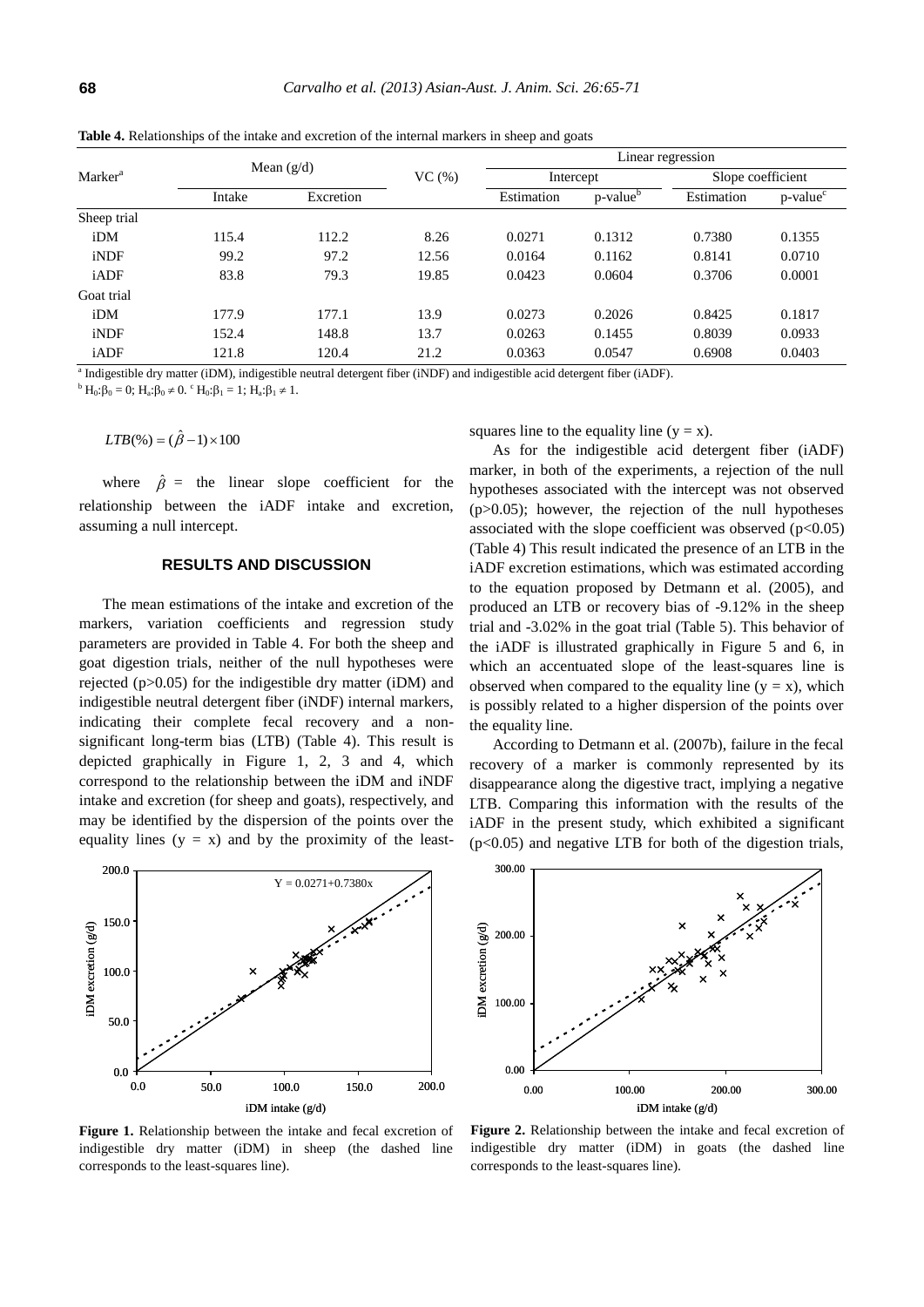**Table 4.** Relationships of the intake and excretion of the internal markers in sheep and goats

| Marker[a] | Mean (g/d) | | VC (%) | Linear regression | | | |
|---|---|---|---|---|---|---|---|
| | | | | Intercept | | Slope coefficient | |
| | Intake | Excretion | | Estimation | p-value[b] | Estimation | p-value[c] |
| Sheep trial | | | | | | | |
| iDM | 115.4 | 112.2 | 8.26 | 0.0271 | 0.1312 | 0.7380 | 0.1355 |
| iNDF | 99.2 | 97.2 | 12.56 | 0.0164 | 0.1162 | 0.8141 | 0.0710 |
| iADF | 83.8 | 79.3 | 19.85 | 0.0423 | 0.0604 | 0.3706 | 0.0001 |
| Goat trial | | | | | | | |
| iDM | 177.9 | 177.1 | 13.9 | 0.0273 | 0.2026 | 0.8425 | 0.1817 |
| iNDF | 152.4 | 148.8 | 13.7 | 0.0263 | 0.1455 | 0.8039 | 0.0933 |
| iADF | 121.8 | 120.4 | 21.2 | 0.0363 | 0.0547 | 0.6908 | 0.0403 |

[a] Indigestible dry matter (iDM), indigestible neutral detergent fiber (iNDF) and indigestible acid detergent fiber (iADF).

[b] $H_0:\beta_0 = 0$; $H_a:\beta_0 \neq 0$. [c] $H_0:\beta_1 = 1$; $H_a:\beta_1 \neq 1$.

$$LTB(\%) = (\hat{\beta} - 1) \times 100$$

where $\hat{\beta}$ = the linear slope coefficient for the relationship between the iADF intake and excretion, assuming a null intercept.

## RESULTS AND DISCUSSION

The mean estimations of the intake and excretion of the markers, variation coefficients and regression study parameters are provided in Table 4. For both the sheep and goat digestion trials, neither of the null hypotheses were rejected ($p>0.05$) for the indigestible dry matter (iDM) and indigestible neutral detergent fiber (iNDF) internal markers, indicating their complete fecal recovery and a non-significant long-term bias (LTB) (Table 4). This result is depicted graphically in Figure 1, 2, 3 and 4, which correspond to the relationship between the iDM and iNDF intake and excretion (for sheep and goats), respectively, and may be identified by the dispersion of the points over the equality lines ($y = x$) and by the proximity of the least-squares line to the equality line ($y = x$).

As for the indigestible acid detergent fiber (iADF) marker, in both of the experiments, a rejection of the null hypotheses associated with the intercept was not observed ($p>0.05$); however, the rejection of the null hypotheses associated with the slope coefficient was observed ($p<0.05$) (Table 4) This result indicated the presence of an LTB in the iADF excretion estimations, which was estimated according to the equation proposed by Detmann et al. (2005), and produced an LTB or recovery bias of -9.12% in the sheep trial and -3.02% in the goat trial (Table 5). This behavior of the iADF is illustrated graphically in Figure 5 and 6, in which an accentuated slope of the least-squares line is observed when compared to the equality line ($y = x$), which is possibly related to a higher dispersion of the points over the equality line.

According to Detmann et al. (2007b), failure in the fecal recovery of a marker is commonly represented by its disappearance along the digestive tract, implying a negative LTB. Comparing this information with the results of the iADF in the present study, which exhibited a significant ($p<0.05$) and negative LTB for both of the digestion trials,

**Figure 1.** Relationship between the intake and fecal excretion of indigestible dry matter (iDM) in sheep (the dashed line corresponds to the least-squares line).

**Figure 2.** Relationship between the intake and fecal excretion of indigestible dry matter (iDM) in goats (the dashed line corresponds to the least-squares line).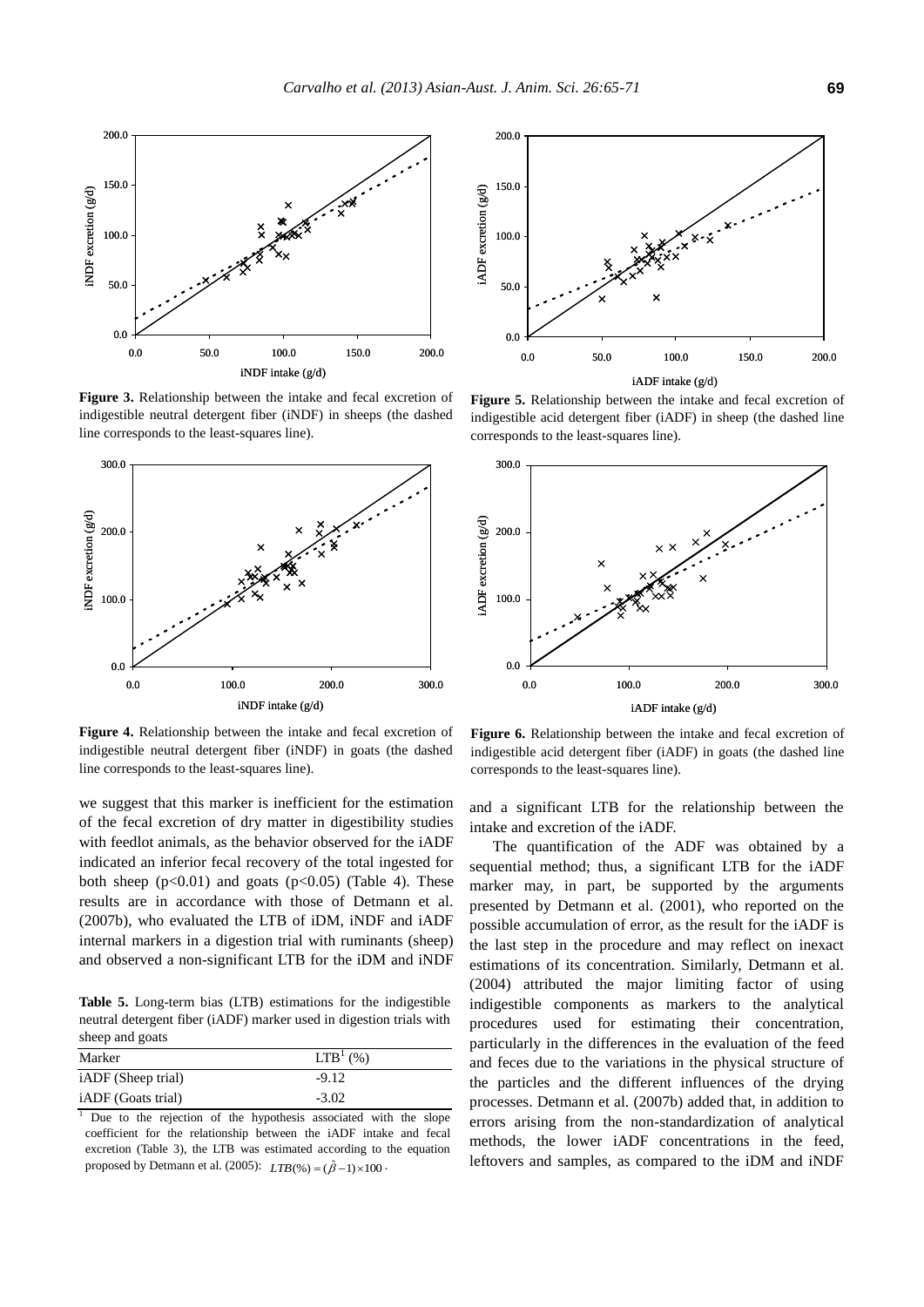**Figure 3.** Relationship between the intake and fecal excretion of indigestible neutral detergent fiber (iNDF) in sheeps (the dashed line corresponds to the least-squares line).

**Figure 5.** Relationship between the intake and fecal excretion of indigestible acid detergent fiber (iADF) in sheep (the dashed line corresponds to the least-squares line).

**Figure 4.** Relationship between the intake and fecal excretion of indigestible neutral detergent fiber (iNDF) in goats (the dashed line corresponds to the least-squares line).

**Figure 6.** Relationship between the intake and fecal excretion of indigestible acid detergent fiber (iADF) in goats (the dashed line corresponds to the least-squares line).

we suggest that this marker is inefficient for the estimation of the fecal excretion of dry matter in digestibility studies with feedlot animals, as the behavior observed for the iADF indicated an inferior fecal recovery of the total ingested for both sheep ($p<0.01$) and goats ($p<0.05$) (Table 4). These results are in accordance with those of Detmann et al. (2007b), who evaluated the LTB of iDM, iNDF and iADF internal markers in a digestion trial with ruminants (sheep) and observed a non-significant LTB for the iDM and iNDF and a significant LTB for the relationship between the intake and excretion of the iADF.

**Table 5.** Long-term bias (LTB) estimations for the indigestible neutral detergent fiber (iADF) marker used in digestion trials with sheep and goats

| Marker | LTB[1] (%) |
|---|---|
| iADF (Sheep trial) | -9.12 |
| iADF (Goats trial) | -3.02 |

[1] Due to the rejection of the hypothesis associated with the slope coefficient for the relationship between the iADF intake and fecal excretion (Table 3), the LTB was estimated according to the equation proposed by Detmann et al. (2005): $LTB(\%) = (\hat{\beta} - 1) \times 100$.

The quantification of the ADF was obtained by a sequential method; thus, a significant LTB for the iADF marker may, in part, be supported by the arguments presented by Detmann et al. (2001), who reported on the possible accumulation of error, as the result for the iADF is the last step in the procedure and may reflect on inexact estimations of its concentration. Similarly, Detmann et al. (2004) attributed the major limiting factor of using indigestible components as markers to the analytical procedures used for estimating their concentration, particularly in the differences in the evaluation of the feed and feces due to the variations in the physical structure of the particles and the different influences of the drying processes. Detmann et al. (2007b) added that, in addition to errors arising from the non-standardization of analytical methods, the lower iADF concentrations in the feed, leftovers and samples, as compared to the iDM and iNDF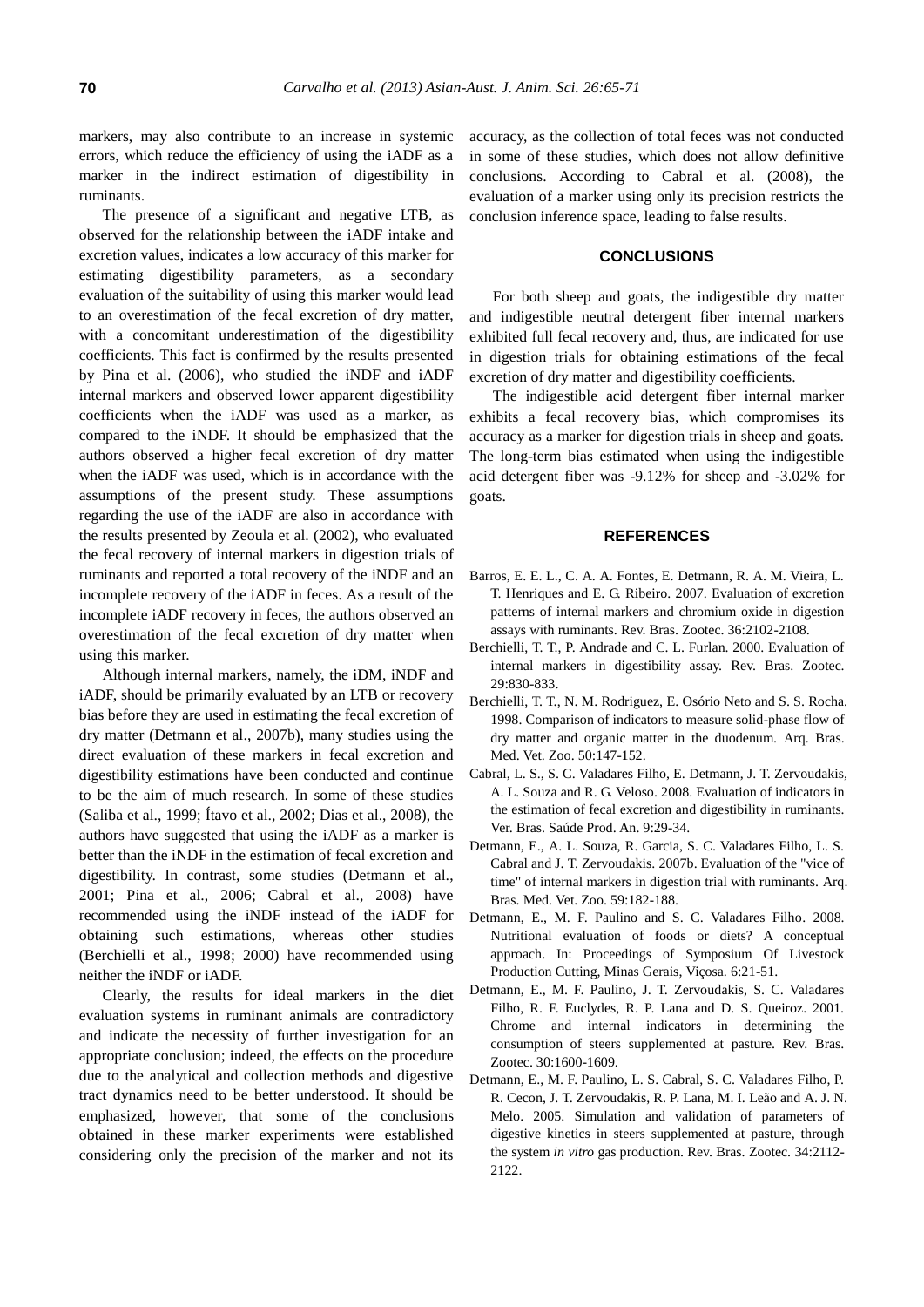markers, may also contribute to an increase in systemic errors, which reduce the efficiency of using the iADF as a marker in the indirect estimation of digestibility in ruminants.

The presence of a significant and negative LTB, as observed for the relationship between the iADF intake and excretion values, indicates a low accuracy of this marker for estimating digestibility parameters, as a secondary evaluation of the suitability of using this marker would lead to an overestimation of the fecal excretion of dry matter, with a concomitant underestimation of the digestibility coefficients. This fact is confirmed by the results presented by Pina et al. (2006), who studied the iNDF and iADF internal markers and observed lower apparent digestibility coefficients when the iADF was used as a marker, as compared to the iNDF. It should be emphasized that the authors observed a higher fecal excretion of dry matter when the iADF was used, which is in accordance with the assumptions of the present study. These assumptions regarding the use of the iADF are also in accordance with the results presented by Zeoula et al. (2002), who evaluated the fecal recovery of internal markers in digestion trials of ruminants and reported a total recovery of the iNDF and an incomplete recovery of the iADF in feces. As a result of the incomplete iADF recovery in feces, the authors observed an overestimation of the fecal excretion of dry matter when using this marker.

Although internal markers, namely, the iDM, iNDF and iADF, should be primarily evaluated by an LTB or recovery bias before they are used in estimating the fecal excretion of dry matter (Detmann et al., 2007b), many studies using the direct evaluation of these markers in fecal excretion and digestibility estimations have been conducted and continue to be the aim of much research. In some of these studies (Saliba et al., 1999; Ítavo et al., 2002; Dias et al., 2008), the authors have suggested that using the iADF as a marker is better than the iNDF in the estimation of fecal excretion and digestibility. In contrast, some studies (Detmann et al., 2001; Pina et al., 2006; Cabral et al., 2008) have recommended using the iNDF instead of the iADF for obtaining such estimations, whereas other studies (Berchielli et al., 1998; 2000) have recommended using neither the iNDF or iADF.

Clearly, the results for ideal markers in the diet evaluation systems in ruminant animals are contradictory and indicate the necessity of further investigation for an appropriate conclusion; indeed, the effects on the procedure due to the analytical and collection methods and digestive tract dynamics need to be better understood. It should be emphasized, however, that some of the conclusions obtained in these marker experiments were established considering only the precision of the marker and not its accuracy, as the collection of total feces was not conducted in some of these studies, which does not allow definitive conclusions. According to Cabral et al. (2008), the evaluation of a marker using only its precision restricts the conclusion inference space, leading to false results.

## CONCLUSIONS

For both sheep and goats, the indigestible dry matter and indigestible neutral detergent fiber internal markers exhibited full fecal recovery and, thus, are indicated for use in digestion trials for obtaining estimations of the fecal excretion of dry matter and digestibility coefficients.

The indigestible acid detergent fiber internal marker exhibits a fecal recovery bias, which compromises its accuracy as a marker for digestion trials in sheep and goats. The long-term bias estimated when using the indigestible acid detergent fiber was -9.12% for sheep and -3.02% for goats.

## REFERENCES

Barros, E. E. L., C. A. A. Fontes, E. Detmann, R. A. M. Vieira, L. T. Henriques and E. G. Ribeiro. 2007. Evaluation of excretion patterns of internal markers and chromium oxide in digestion assays with ruminants. Rev. Bras. Zootec. 36:2102-2108.

Berchielli, T. T., P. Andrade and C. L. Furlan. 2000. Evaluation of internal markers in digestibility assay. Rev. Bras. Zootec. 29:830-833.

Berchielli, T. T., N. M. Rodriguez, E. Osório Neto and S. S. Rocha. 1998. Comparison of indicators to measure solid-phase flow of dry matter and organic matter in the duodenum. Arq. Bras. Med. Vet. Zoo. 50:147-152.

Cabral, L. S., S. C. Valadares Filho, E. Detmann, J. T. Zervoudakis, A. L. Souza and R. G. Veloso. 2008. Evaluation of indicators in the estimation of fecal excretion and digestibility in ruminants. Ver. Bras. Saúde Prod. An. 9:29-34.

Detmann, E., A. L. Souza, R. Garcia, S. C. Valadares Filho, L. S. Cabral and J. T. Zervoudakis. 2007b. Evaluation of the "vice of time" of internal markers in digestion trial with ruminants. Arq. Bras. Med. Vet. Zoo. 59:182-188.

Detmann, E., M. F. Paulino and S. C. Valadares Filho. 2008. Nutritional evaluation of foods or diets? A conceptual approach. In: Proceedings of Symposium Of Livestock Production Cutting, Minas Gerais, Viçosa. 6:21-51.

Detmann, E., M. F. Paulino, J. T. Zervoudakis, S. C. Valadares Filho, R. F. Euclydes, R. P. Lana and D. S. Queiroz. 2001. Chrome and internal indicators in determining the consumption of steers supplemented at pasture. Rev. Bras. Zootec. 30:1600-1609.

Detmann, E., M. F. Paulino, L. S. Cabral, S. C. Valadares Filho, P. R. Cecon, J. T. Zervoudakis, R. P. Lana, M. I. Leão and A. J. N. Melo. 2005. Simulation and validation of parameters of digestive kinetics in steers supplemented at pasture, through the system *in vitro* gas production. Rev. Bras. Zootec. 34:2112-2122.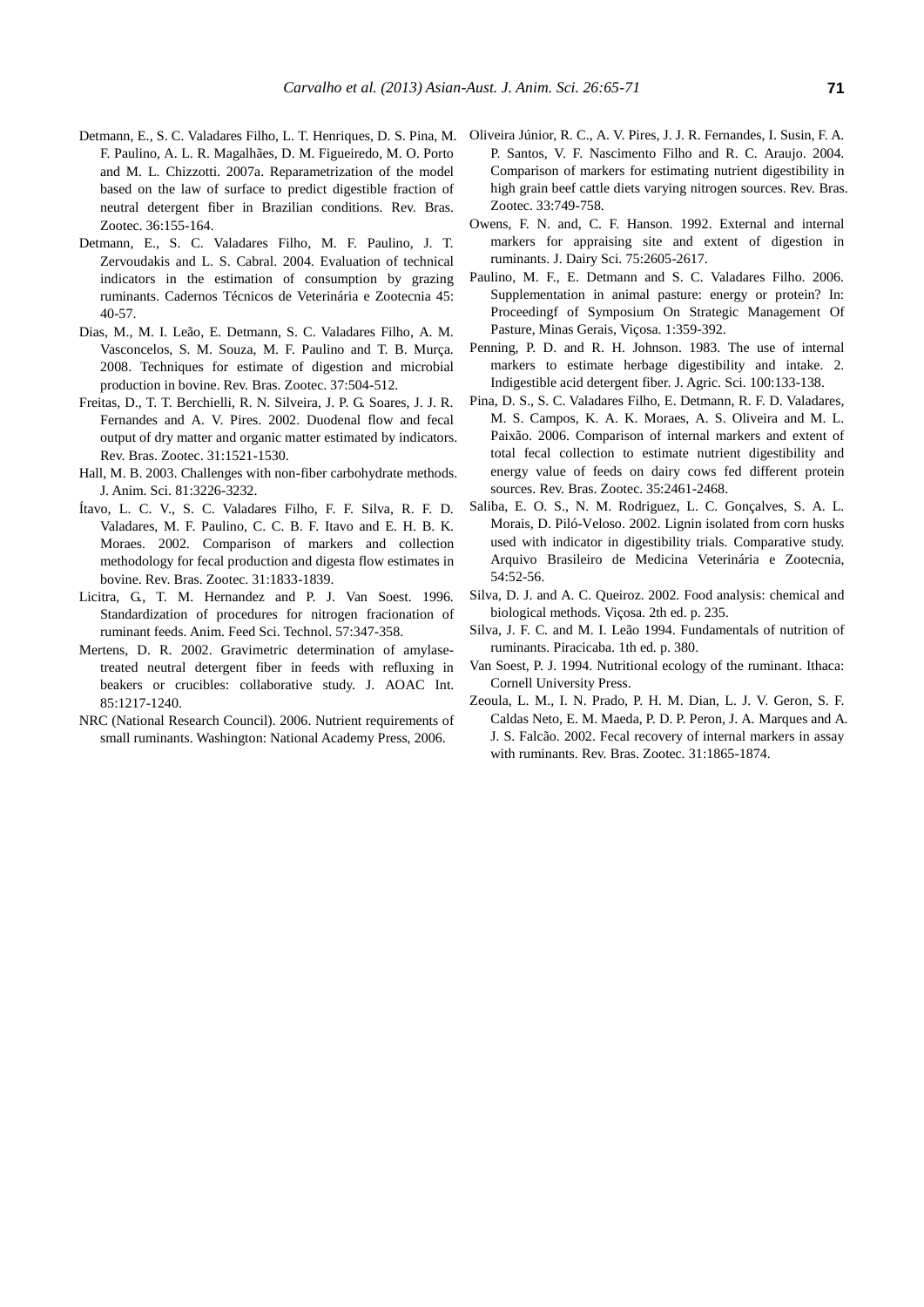Detmann, E., S. C. Valadares Filho, L. T. Henriques, D. S. Pina, M. F. Paulino, A. L. R. Magalhães, D. M. Figueiredo, M. O. Porto and M. L. Chizzotti. 2007a. Reparametrization of the model based on the law of surface to predict digestible fraction of neutral detergent fiber in Brazilian conditions. Rev. Bras. Zootec. 36:155-164.

Detmann, E., S. C. Valadares Filho, M. F. Paulino, J. T. Zervoudakis and L. S. Cabral. 2004. Evaluation of technical indicators in the estimation of consumption by grazing ruminants. Cadernos Técnicos de Veterinária e Zootecnia 45: 40-57.

Dias, M., M. I. Leão, E. Detmann, S. C. Valadares Filho, A. M. Vasconcelos, S. M. Souza, M. F. Paulino and T. B. Murça. 2008. Techniques for estimate of digestion and microbial production in bovine. Rev. Bras. Zootec. 37:504-512.

Freitas, D., T. T. Berchielli, R. N. Silveira, J. P. G. Soares, J. J. R. Fernandes and A. V. Pires. 2002. Duodenal flow and fecal output of dry matter and organic matter estimated by indicators. Rev. Bras. Zootec. 31:1521-1530.

Hall, M. B. 2003. Challenges with non-fiber carbohydrate methods. J. Anim. Sci. 81:3226-3232.

Ítavo, L. C. V., S. C. Valadares Filho, F. F. Silva, R. F. D. Valadares, M. F. Paulino, C. C. B. F. Itavo and E. H. B. K. Moraes. 2002. Comparison of markers and collection methodology for fecal production and digesta flow estimates in bovine. Rev. Bras. Zootec. 31:1833-1839.

Licitra, G., T. M. Hernandez and P. J. Van Soest. 1996. Standardization of procedures for nitrogen fracionation of ruminant feeds. Anim. Feed Sci. Technol. 57:347-358.

Mertens, D. R. 2002. Gravimetric determination of amylase-treated neutral detergent fiber in feeds with refluxing in beakers or crucibles: collaborative study. J. AOAC Int. 85:1217-1240.

NRC (National Research Council). 2006. Nutrient requirements of small ruminants. Washington: National Academy Press, 2006.

Oliveira Júnior, R. C., A. V. Pires, J. J. R. Fernandes, I. Susin, F. A. P. Santos, V. F. Nascimento Filho and R. C. Araujo. 2004. Comparison of markers for estimating nutrient digestibility in high grain beef cattle diets varying nitrogen sources. Rev. Bras. Zootec. 33:749-758.

Owens, F. N. and, C. F. Hanson. 1992. External and internal markers for appraising site and extent of digestion in ruminants. J. Dairy Sci. 75:2605-2617.

Paulino, M. F., E. Detmann and S. C. Valadares Filho. 2006. Supplementation in animal pasture: energy or protein? In: Proceedingf of Symposium On Strategic Management Of Pasture, Minas Gerais, Viçosa. 1:359-392.

Penning, P. D. and R. H. Johnson. 1983. The use of internal markers to estimate herbage digestibility and intake. 2. Indigestible acid detergent fiber. J. Agric. Sci. 100:133-138.

Pina, D. S., S. C. Valadares Filho, E. Detmann, R. F. D. Valadares, M. S. Campos, K. A. K. Moraes, A. S. Oliveira and M. L. Paixão. 2006. Comparison of internal markers and extent of total fecal collection to estimate nutrient digestibility and energy value of feeds on dairy cows fed different protein sources. Rev. Bras. Zootec. 35:2461-2468.

Saliba, E. O. S., N. M. Rodriguez, L. C. Gonçalves, S. A. L. Morais, D. Piló-Veloso. 2002. Lignin isolated from corn husks used with indicator in digestibility trials. Comparative study. Arquivo Brasileiro de Medicina Veterinária e Zootecnia, 54:52-56.

Silva, D. J. and A. C. Queiroz. 2002. Food analysis: chemical and biological methods. Viçosa. 2th ed. p. 235.

Silva, J. F. C. and M. I. Leão 1994. Fundamentals of nutrition of ruminants. Piracicaba. 1th ed. p. 380.

Van Soest, P. J. 1994. Nutritional ecology of the ruminant. Ithaca: Cornell University Press.

Zeoula, L. M., I. N. Prado, P. H. M. Dian, L. J. V. Geron, S. F. Caldas Neto, E. M. Maeda, P. D. P. Peron, J. A. Marques and A. J. S. Falcão. 2002. Fecal recovery of internal markers in assay with ruminants. Rev. Bras. Zootec. 31:1865-1874.